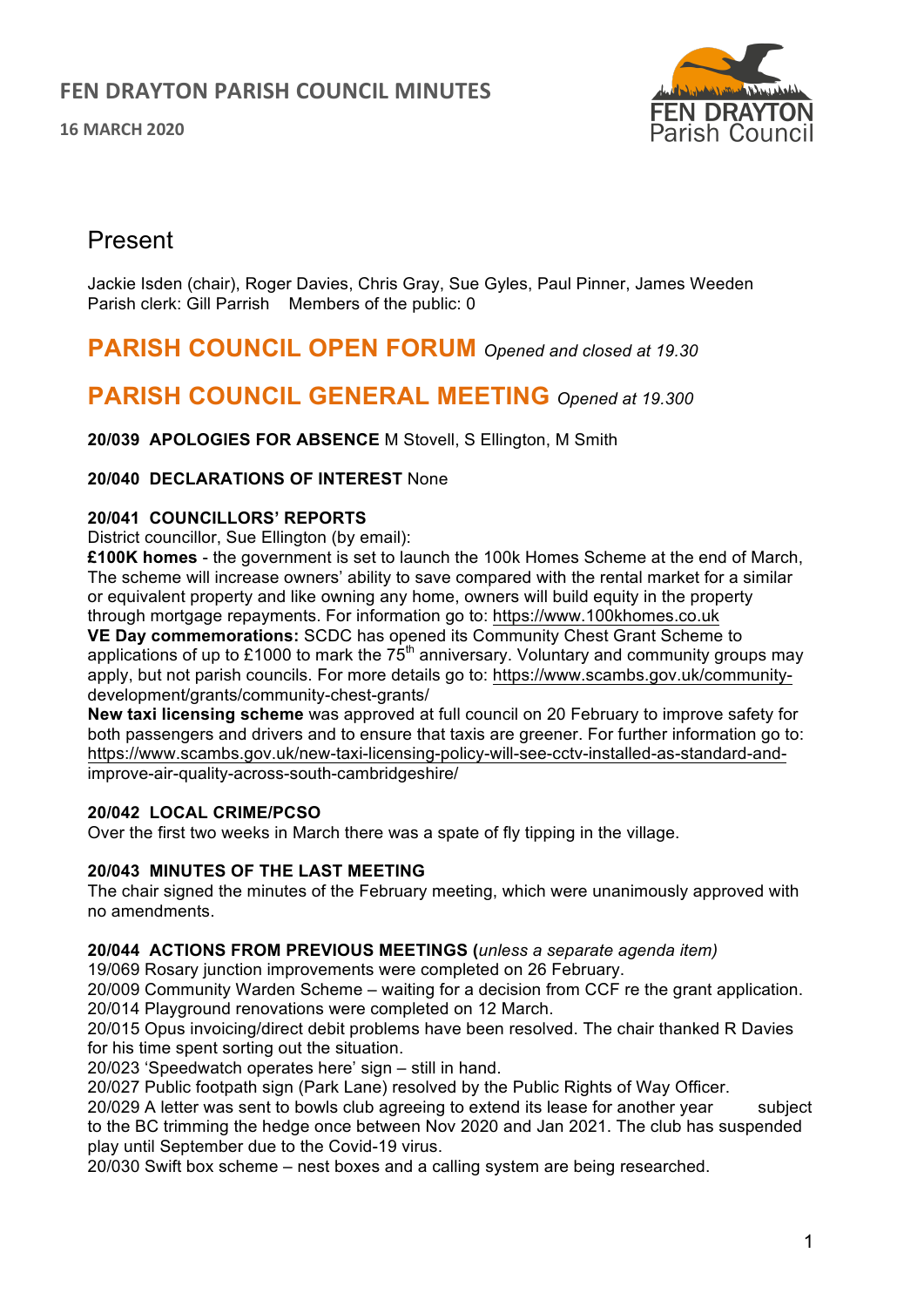# FEN DRAYTON PARISH COUNCIL MINUTES

**16 MARCH 2020**

## Present

Jackie Isden (chair), Roger Davies, Chris Gray, Sue Gyles, Paul Pinner, James Weeden
Parish clerk: Gill Parrish  Members of the public: 0

## PARISH COUNCIL OPEN FORUM *Opened and closed at 19.30*

## PARISH COUNCIL GENERAL MEETING *Opened at 19.300*

**20/039 APOLOGIES FOR ABSENCE** M Stovell, S Ellington, M Smith

**20/040 DECLARATIONS OF INTEREST** None

**20/041 COUNCILLORS' REPORTS**
District councillor, Sue Ellington (by email):
**£100K homes** - the government is set to launch the 100k Homes Scheme at the end of March, The scheme will increase owners' ability to save compared with the rental market for a similar or equivalent property and like owning any home, owners will build equity in the property through mortgage repayments. For information go to: https://www.100khomes.co.uk
**VE Day commemorations:** SCDC has opened its Community Chest Grant Scheme to applications of up to £1000 to mark the 75th anniversary. Voluntary and community groups may apply, but not parish councils. For more details go to: https://www.scambs.gov.uk/community-development/grants/community-chest-grants/
**New taxi licensing scheme** was approved at full council on 20 February to improve safety for both passengers and drivers and to ensure that taxis are greener. For further information go to: https://www.scambs.gov.uk/new-taxi-licensing-policy-will-see-cctv-installed-as-standard-and-improve-air-quality-across-south-cambridgeshire/

**20/042 LOCAL CRIME/PCSO**
Over the first two weeks in March there was a spate of fly tipping in the village.

**20/043 MINUTES OF THE LAST MEETING**
The chair signed the minutes of the February meeting, which were unanimously approved with no amendments.

**20/044 ACTIONS FROM PREVIOUS MEETINGS (***unless a separate agenda item)*
19/069 Rosary junction improvements were completed on 26 February.
20/009 Community Warden Scheme – waiting for a decision from CCF re the grant application.
20/014 Playground renovations were completed on 12 March.
20/015 Opus invoicing/direct debit problems have been resolved. The chair thanked R Davies for his time spent sorting out the situation.
20/023 'Speedwatch operates here' sign – still in hand.
20/027 Public footpath sign (Park Lane) resolved by the Public Rights of Way Officer.
20/029 A letter was sent to bowls club agreeing to extend its lease for another year subject to the BC trimming the hedge once between Nov 2020 and Jan 2021. The club has suspended play until September due to the Covid-19 virus.
20/030 Swift box scheme – nest boxes and a calling system are being researched.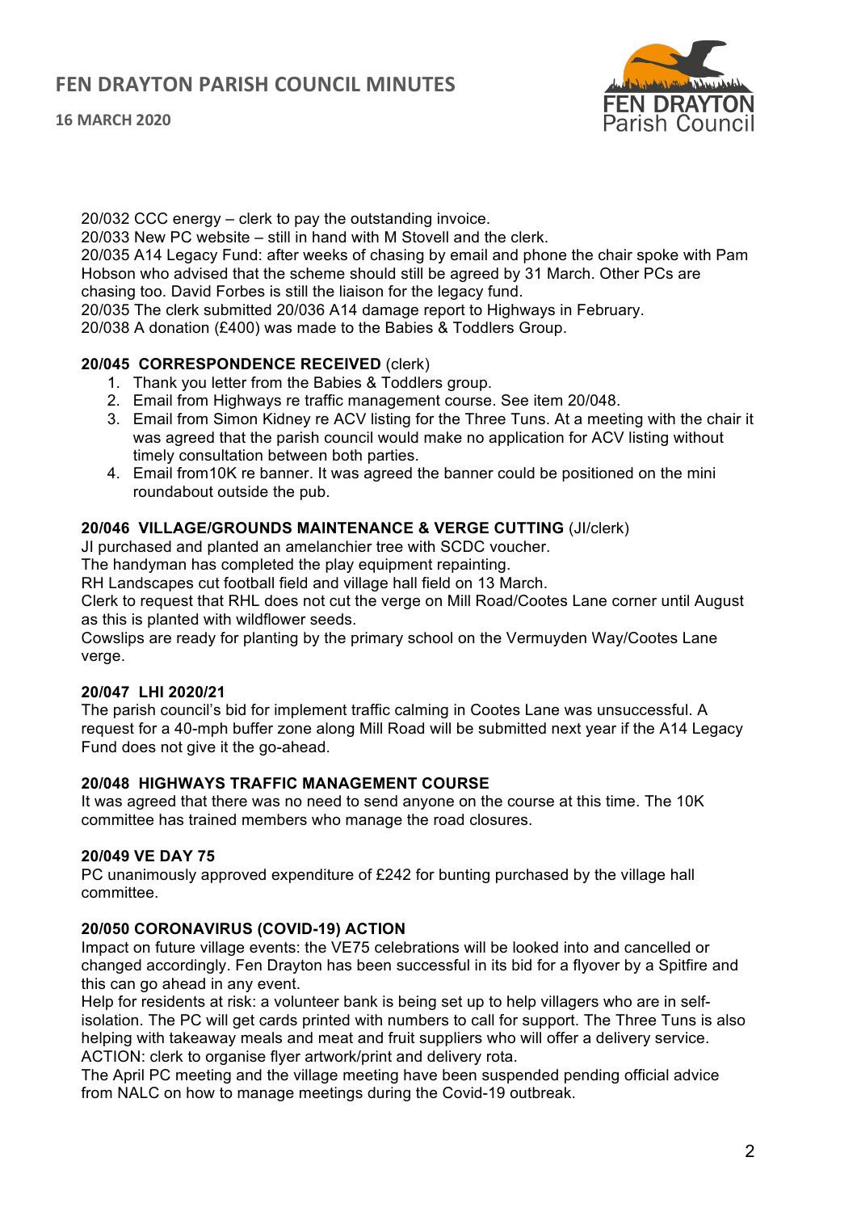20/032 CCC energy – clerk to pay the outstanding invoice.
20/033 New PC website – still in hand with M Stovell and the clerk.
20/035 A14 Legacy Fund: after weeks of chasing by email and phone the chair spoke with Pam Hobson who advised that the scheme should still be agreed by 31 March. Other PCs are chasing too. David Forbes is still the liaison for the legacy fund.
20/035 The clerk submitted 20/036 A14 damage report to Highways in February.
20/038 A donation (£400) was made to the Babies & Toddlers Group.

**20/045 CORRESPONDENCE RECEIVED** (clerk)

1. Thank you letter from the Babies & Toddlers group.
2. Email from Highways re traffic management course. See item 20/048.
3. Email from Simon Kidney re ACV listing for the Three Tuns. At a meeting with the chair it was agreed that the parish council would make no application for ACV listing without timely consultation between both parties.
4. Email from10K re banner. It was agreed the banner could be positioned on the mini roundabout outside the pub.

**20/046 VILLAGE/GROUNDS MAINTENANCE & VERGE CUTTING** (JI/clerk)

JI purchased and planted an amelanchier tree with SCDC voucher.
The handyman has completed the play equipment repainting.
RH Landscapes cut football field and village hall field on 13 March.
Clerk to request that RHL does not cut the verge on Mill Road/Cootes Lane corner until August as this is planted with wildflower seeds.
Cowslips are ready for planting by the primary school on the Vermuyden Way/Cootes Lane verge.

**20/047 LHI 2020/21**

The parish council's bid for implement traffic calming in Cootes Lane was unsuccessful. A request for a 40-mph buffer zone along Mill Road will be submitted next year if the A14 Legacy Fund does not give it the go-ahead.

**20/048 HIGHWAYS TRAFFIC MANAGEMENT COURSE**

It was agreed that there was no need to send anyone on the course at this time. The 10K committee has trained members who manage the road closures.

**20/049 VE DAY 75**

PC unanimously approved expenditure of £242 for bunting purchased by the village hall committee.

**20/050 CORONAVIRUS (COVID-19) ACTION**

Impact on future village events: the VE75 celebrations will be looked into and cancelled or changed accordingly. Fen Drayton has been successful in its bid for a flyover by a Spitfire and this can go ahead in any event.
Help for residents at risk: a volunteer bank is being set up to help villagers who are in self-isolation. The PC will get cards printed with numbers to call for support. The Three Tuns is also helping with takeaway meals and meat and fruit suppliers who will offer a delivery service.
ACTION: clerk to organise flyer artwork/print and delivery rota.
The April PC meeting and the village meeting have been suspended pending official advice from NALC on how to manage meetings during the Covid-19 outbreak.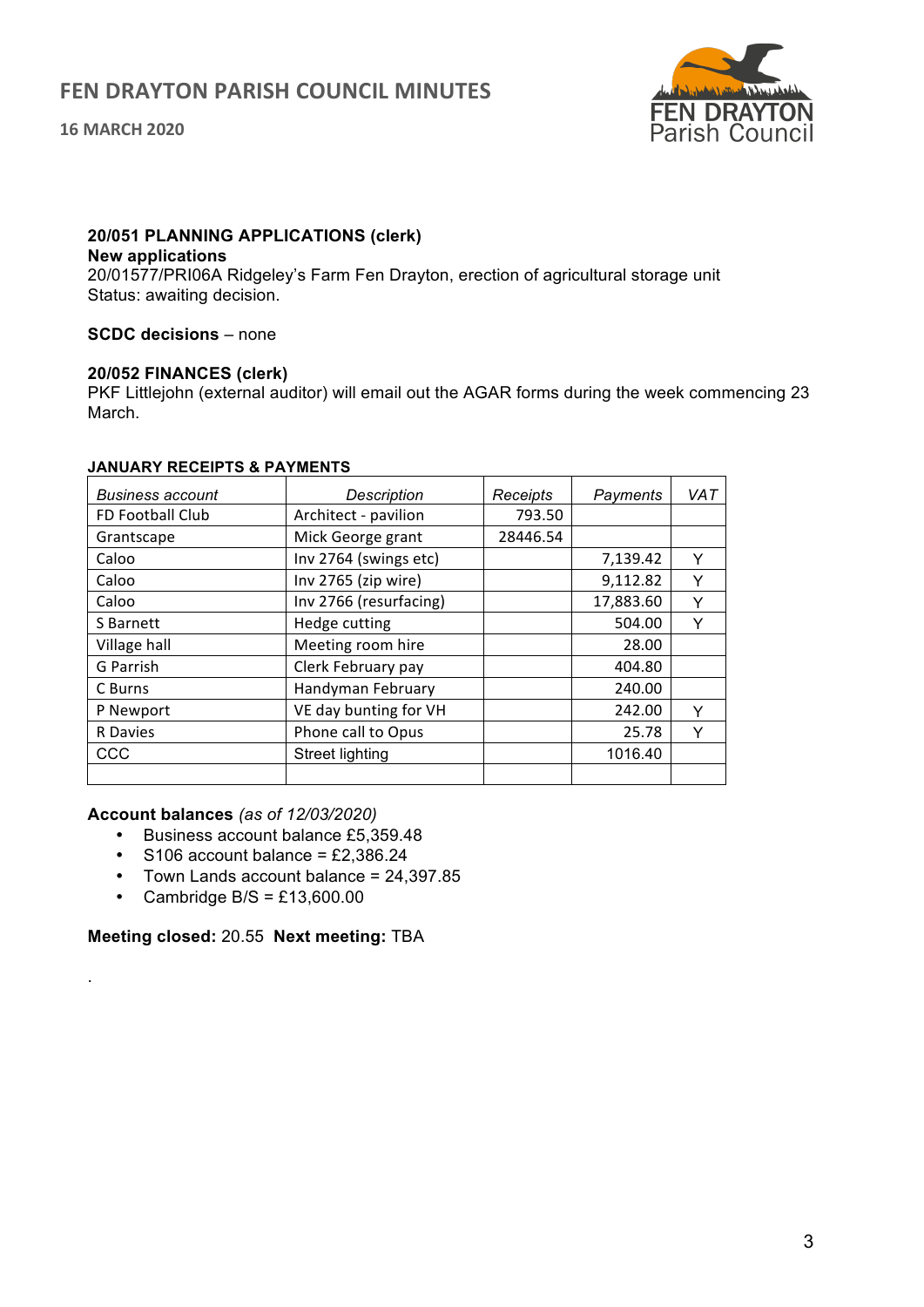### 20/051 PLANNING APPLICATIONS (clerk)

**New applications**

20/01577/PRI06A Ridgeley's Farm Fen Drayton, erection of agricultural storage unit
Status: awaiting decision.

**SCDC decisions** – none

### 20/052 FINANCES (clerk)

PKF Littlejohn (external auditor) will email out the AGAR forms during the week commencing 23 March.

**JANUARY RECEIPTS & PAYMENTS**

| *Business account* | *Description* | *Receipts* | *Payments* | *VAT* |
|---|---|---|---|---|
| FD Football Club | Architect - pavilion | 793.50 | | |
| Grantscape | Mick George grant | 28446.54 | | |
| Caloo | Inv 2764 (swings etc) | | 7,139.42 | Y |
| Caloo | Inv 2765 (zip wire) | | 9,112.82 | Y |
| Caloo | Inv 2766 (resurfacing) | | 17,883.60 | Y |
| S Barnett | Hedge cutting | | 504.00 | Y |
| Village hall | Meeting room hire | | 28.00 | |
| G Parrish | Clerk February pay | | 404.80 | |
| C Burns | Handyman February | | 240.00 | |
| P Newport | VE day bunting for VH | | 242.00 | Y |
| R Davies | Phone call to Opus | | 25.78 | Y |
| CCC | Street lighting | | 1016.40 | |
| | | | | |

**Account balances** *(as of 12/03/2020)*

- Business account balance £5,359.48
- S106 account balance = £2,386.24
- Town Lands account balance = 24,397.85
- Cambridge B/S = £13,600.00

**Meeting closed:** 20.55 **Next meeting:** TBA

.